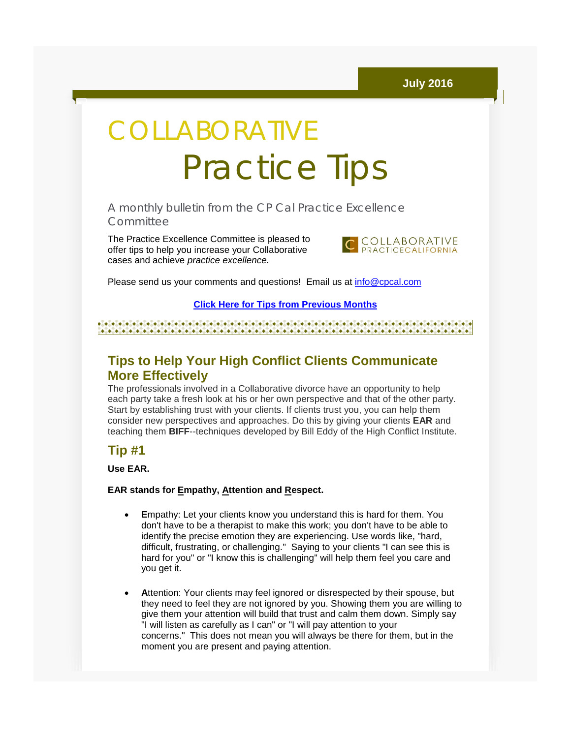July 2016

# COLLABORATIVE Practice Tips

A monthly bulletin from the CP Cal Practice Excellence Committee

The Practice Excellence Committee is pleased to offer tips to help you increase your Collaborative cases and achieve *practice excellence.*

COLLABORATIVE PRACTICECALIFORNIA

Please send us your comments and questions! Email us at [info@cpcal.com](mailto:info@cpcal.com)

**[Click Here for Tips from Previous Months]()**

## Tips to Help Your High Conflict Clients Communicate More Effectively

The professionals involved in a Collaborative divorce have an opportunity to help each party take a fresh look at his or her own perspective and that of the other party. Start by establishing trust with your clients. If clients trust you, you can help them consider new perspectives and approaches. Do this by giving your clients **EAR** and teaching them **BIFF**--techniques developed by Bill Eddy of the High Conflict Institute.

## Tip #1

**Use EAR.**

**EAR stands for <u>E</u>mpathy, <u>A</u>ttention and <u>R</u>espect.**

- **E**mpathy: Let your clients know you understand this is hard for them. You don't have to be a therapist to make this work; you don't have to be able to identify the precise emotion they are experiencing. Use words like, "hard, difficult, frustrating, or challenging." Saying to your clients "I can see this is hard for you" or "I know this is challenging" will help them feel you care and you get it.

- **A**ttention: Your clients may feel ignored or disrespected by their spouse, but they need to feel they are not ignored by you. Showing them you are willing to give them your attention will build that trust and calm them down. Simply say "I will listen as carefully as I can" or "I will pay attention to your concerns." This does not mean you will always be there for them, but in the moment you are present and paying attention.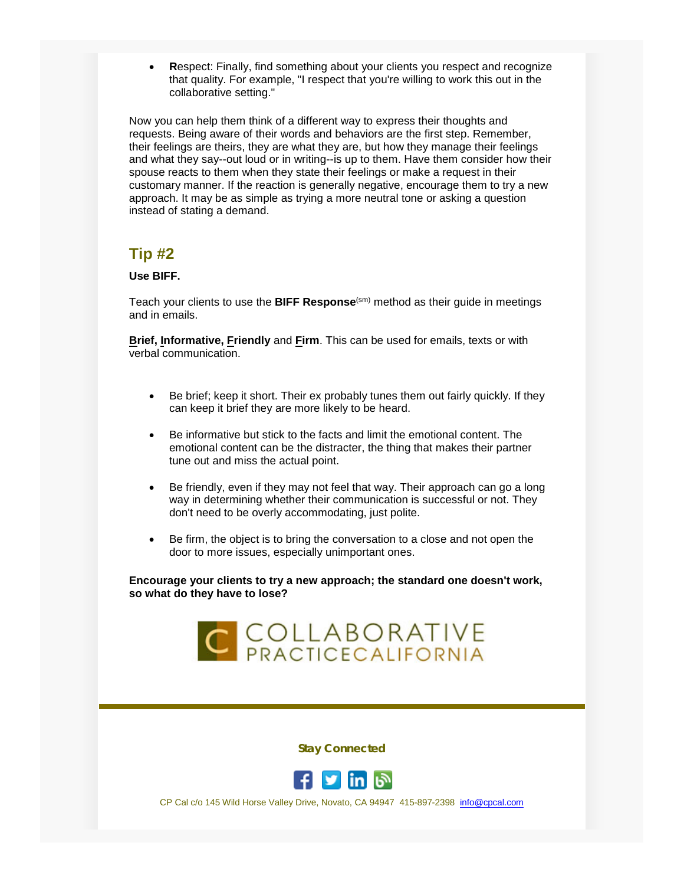- **R**espect: Finally, find something about your clients you respect and recognize that quality. For example, "I respect that you're willing to work this out in the collaborative setting."

Now you can help them think of a different way to express their thoughts and requests. Being aware of their words and behaviors are the first step. Remember, their feelings are theirs, they are what they are, but how they manage their feelings and what they say--out loud or in writing--is up to them. Have them consider how their spouse reacts to them when they state their feelings or make a request in their customary manner. If the reaction is generally negative, encourage them to try a new approach. It may be as simple as trying a more neutral tone or asking a question instead of stating a demand.

## Tip #2

**Use BIFF.**

Teach your clients to use the **BIFF Response**(sm) method as their guide in meetings and in emails.

**Brief, Informative, Friendly** and **Firm**. This can be used for emails, texts or with verbal communication.

- Be brief; keep it short. Their ex probably tunes them out fairly quickly. If they can keep it brief they are more likely to be heard.
- Be informative but stick to the facts and limit the emotional content. The emotional content can be the distracter, the thing that makes their partner tune out and miss the actual point.
- Be friendly, even if they may not feel that way. Their approach can go a long way in determining whether their communication is successful or not. They don't need to be overly accommodating, just polite.
- Be firm, the object is to bring the conversation to a close and not open the door to more issues, especially unimportant ones.

**Encourage your clients to try a new approach; the standard one doesn't work, so what do they have to lose?**

COLLABORATIVE PRACTICECALIFORNIA

**Stay Connected**

CP Cal c/o 145 Wild Horse Valley Drive, Novato, CA 94947 415-897-2398 info@cpcal.com